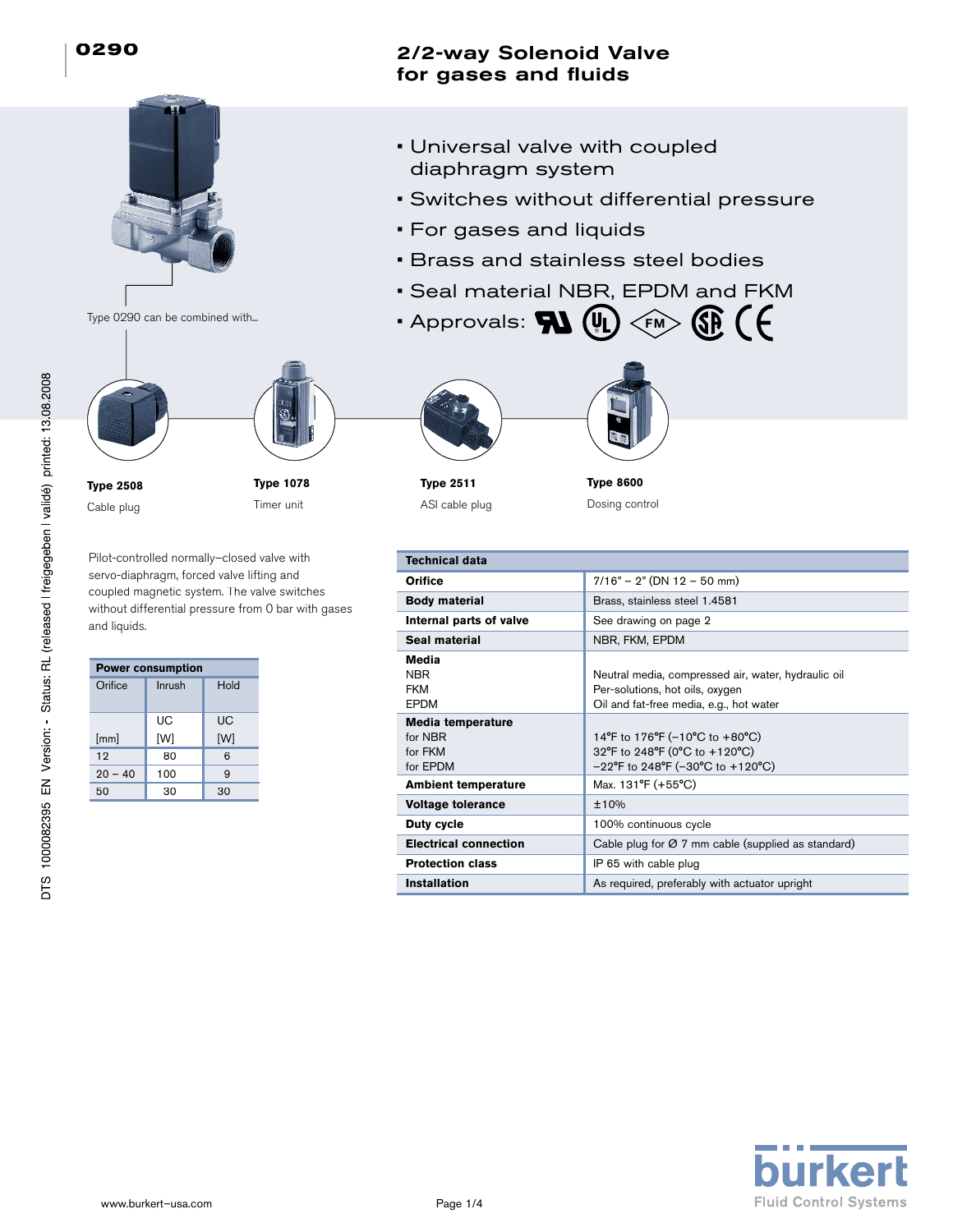# 0290

## 2/2-way Solenoid Valve for gases and fluids

- Universal valve with coupled diaphragm system
- Switches without differential pressure
- For gases and liquids
- Brass and stainless steel bodies
- Seal material NBR, EPDM and FKM
- Approvals:

Type 0290 can be combined with...

**Type 2508**
Cable plug

**Type 1078**
Timer unit

**Type 2511**
ASI cable plug

**Type 8600**
Dosing control

Pilot-controlled normally–closed valve with servo-diaphragm, forced valve lifting and coupled magnetic system. The valve switches without differential pressure from 0 bar with gases and liquids.

| Power consumption | | |
|---|---|---|
| Orifice | Inrush | Hold |
| [mm] | UC [W] | UC [W] |
| 12 | 80 | 6 |
| 20 – 40 | 100 | 9 |
| 50 | 30 | 30 |

| Technical data | |
|---|---|
| **Orifice** | 7/16" – 2" (DN 12 – 50 mm) |
| **Body material** | Brass, stainless steel 1.4581 |
| **Internal parts of valve** | See drawing on page 2 |
| **Seal material** | NBR, FKM, EPDM |
| **Media** | |
| NBR | Neutral media, compressed air, water, hydraulic oil |
| FKM | Per-solutions, hot oils, oxygen |
| EPDM | Oil and fat-free media, e.g., hot water |
| **Media temperature** | |
| for NBR | 14°F to 176°F (–10°C to +80°C) |
| for FKM | 32°F to 248°F (0°C to +120°C) |
| for EPDM | –22°F to 248°F (–30°C to +120°C) |
| **Ambient temperature** | Max. 131°F (+55°C) |
| **Voltage tolerance** | ±10% |
| **Duty cycle** | 100% continuous cycle |
| **Electrical connection** | Cable plug for Ø 7 mm cable (supplied as standard) |
| **Protection class** | IP 65 with cable plug |
| **Installation** | As required, preferably with actuator upright |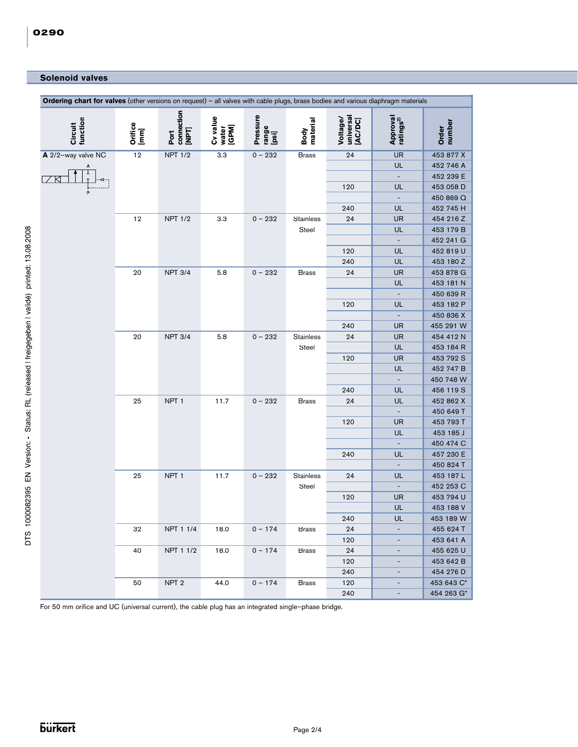## Solenoid valves

**Ordering chart for valves** (other versions on request) – all valves with cable plugs, brass bodies and various diaphragm materials

| Circuit function | Orifice [mm] | Port connection [NPT] | Cv value water [GPM] | Pressure range [psi] | Body material | Voltage/ universal [AC/DC] | Approval ratings[2)] | Order number |
|---|---|---|---|---|---|---|---|---|
| **A** 2/2–way valve NC | 12 | NPT 1/2 | 3.3 | 0 – 232 | Brass | 24 | UR | 453 877 X |
| | | | | | | | UL | 452 746 A |
| | | | | | | | - | 452 239 E |
| | | | | | | 120 | UL | 453 058 D |
| | | | | | | | - | 450 869 Q |
| | | | | | | 240 | UL | 452 745 H |
| | 12 | NPT 1/2 | 3.3 | 0 – 232 | Stainless Steel | 24 | UR | 454 216 Z |
| | | | | | | | UL | 453 179 B |
| | | | | | | | - | 452 241 G |
| | | | | | | 120 | UL | 452 819 U |
| | | | | | | 240 | UL | 453 180 Z |
| | 20 | NPT 3/4 | 5.8 | 0 – 232 | Brass | 24 | UR | 453 878 G |
| | | | | | | | UL | 453 181 N |
| | | | | | | | - | 450 639 R |
| | | | | | | 120 | UL | 453 182 P |
| | | | | | | | - | 450 836 X |
| | | | | | | 240 | UR | 455 291 W |
| | 20 | NPT 3/4 | 5.8 | 0 – 232 | Stainless Steel | 24 | UR | 454 412 N |
| | | | | | | | UL | 453 184 R |
| | | | | | | 120 | UR | 453 792 S |
| | | | | | | | UL | 452 747 B |
| | | | | | | | - | 450 748 W |
| | | | | | | 240 | UL | 456 119 S |
| | 25 | NPT 1 | 11.7 | 0 – 232 | Brass | 24 | UL | 452 862 X |
| | | | | | | | - | 450 649 T |
| | | | | | | 120 | UR | 453 793 T |
| | | | | | | | UL | 453 185 J |
| | | | | | | | - | 450 474 C |
| | | | | | | 240 | UL | 457 230 E |
| | | | | | | | - | 450 824 T |
| | 25 | NPT 1 | 11.7 | 0 – 232 | Stainless Steel | 24 | UL | 453 187 L |
| | | | | | | | - | 452 253 C |
| | | | | | | 120 | UR | 453 794 U |
| | | | | | | | UL | 453 188 V |
| | | | | | | 240 | UL | 453 189 W |
| | 32 | NPT 1 1/4 | 18.0 | 0 – 174 | Brass | 24 | - | 455 624 T |
| | | | | | | 120 | - | 453 641 A |
| | 40 | NPT 1 1/2 | 18.0 | 0 – 174 | Brass | 24 | - | 455 625 U |
| | | | | | | 120 | - | 453 642 B |
| | | | | | | 240 | - | 454 276 D |
| | 50 | NPT 2 | 44.0 | 0 – 174 | Brass | 120 | - | 453 643 C* |
| | | | | | | 240 | - | 454 263 G* |

For 50 mm orifice and UC (universal current), the cable plug has an integrated single–phase bridge.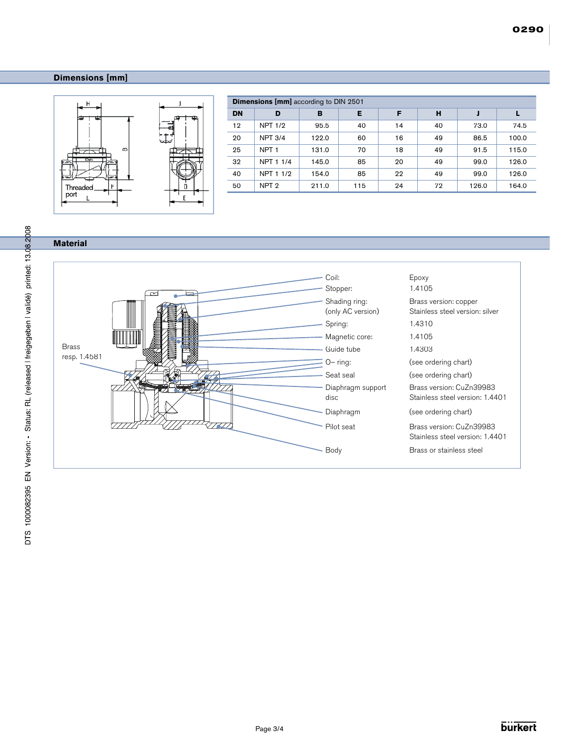## Dimensions [mm]

H

J

B

Threaded port

F

D

L

E

| Dimensions [mm] according to DIN 2501 | | | | | | | |
|---|---|---|---|---|---|---|---|
| DN | D | B | E | F | H | J | L |
| 12 | NPT 1/2 | 95.5 | 40 | 14 | 40 | 73.0 | 74.5 |
| 20 | NPT 3/4 | 122.0 | 60 | 16 | 49 | 86.5 | 100.0 |
| 25 | NPT 1 | 131.0 | 70 | 18 | 49 | 91.5 | 115.0 |
| 32 | NPT 1 1/4 | 145.0 | 85 | 20 | 49 | 99.0 | 126.0 |
| 40 | NPT 1 1/2 | 154.0 | 85 | 22 | 49 | 99.0 | 126.0 |
| 50 | NPT 2 | 211.0 | 115 | 24 | 72 | 126.0 | 164.0 |

## Material

Brass
resp. 1.4581

| | |
|---|---|
| Coil: | Epoxy |
| Stopper: | 1.4105 |
| Shading ring: (only AC version) | Brass version: copper Stainless steel version: silver |
| Spring: | 1.4310 |
| Magnetic core: | 1.4105 |
| Guide tube | 1.4303 |
| O– ring: | (see ordering chart) |
| Seat seal | (see ordering chart) |
| Diaphragm support disc | Brass version: CuZn39983 Stainless steel version: 1.4401 |
| Diaphragm | (see ordering chart) |
| Pilot seat | Brass version: CuZn39983 Stainless steel version: 1.4401 |
| Body | Brass or stainless steel |